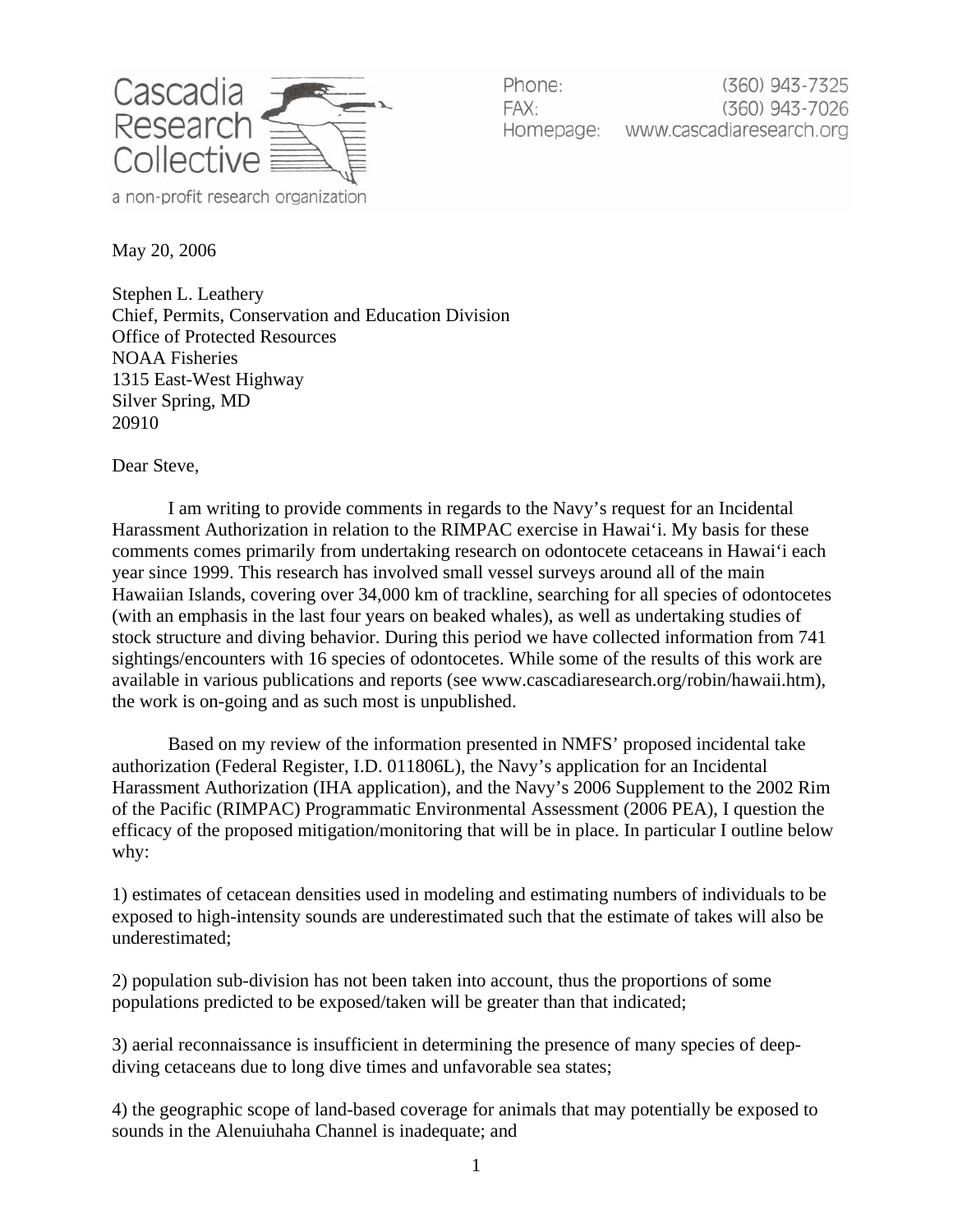Cascadia Research Collective

a non-profit research organization

Phone: (360) 943-7325
FAX: (360) 943-7026
Homepage: www.cascadiaresearch.org

May 20, 2006

Stephen L. Leathery
Chief, Permits, Conservation and Education Division
Office of Protected Resources
NOAA Fisheries
1315 East-West Highway
Silver Spring, MD
20910

Dear Steve,

I am writing to provide comments in regards to the Navy's request for an Incidental Harassment Authorization in relation to the RIMPAC exercise in Hawai'i. My basis for these comments comes primarily from undertaking research on odontocete cetaceans in Hawai'i each year since 1999. This research has involved small vessel surveys around all of the main Hawaiian Islands, covering over 34,000 km of trackline, searching for all species of odontocetes (with an emphasis in the last four years on beaked whales), as well as undertaking studies of stock structure and diving behavior. During this period we have collected information from 741 sightings/encounters with 16 species of odontocetes. While some of the results of this work are available in various publications and reports (see www.cascadiaresearch.org/robin/hawaii.htm), the work is on-going and as such most is unpublished.

Based on my review of the information presented in NMFS' proposed incidental take authorization (Federal Register, I.D. 011806L), the Navy's application for an Incidental Harassment Authorization (IHA application), and the Navy's 2006 Supplement to the 2002 Rim of the Pacific (RIMPAC) Programmatic Environmental Assessment (2006 PEA), I question the efficacy of the proposed mitigation/monitoring that will be in place. In particular I outline below why:

1) estimates of cetacean densities used in modeling and estimating numbers of individuals to be exposed to high-intensity sounds are underestimated such that the estimate of takes will also be underestimated;

2) population sub-division has not been taken into account, thus the proportions of some populations predicted to be exposed/taken will be greater than that indicated;

3) aerial reconnaissance is insufficient in determining the presence of many species of deep-diving cetaceans due to long dive times and unfavorable sea states;

4) the geographic scope of land-based coverage for animals that may potentially be exposed to sounds in the Alenuiuhaha Channel is inadequate; and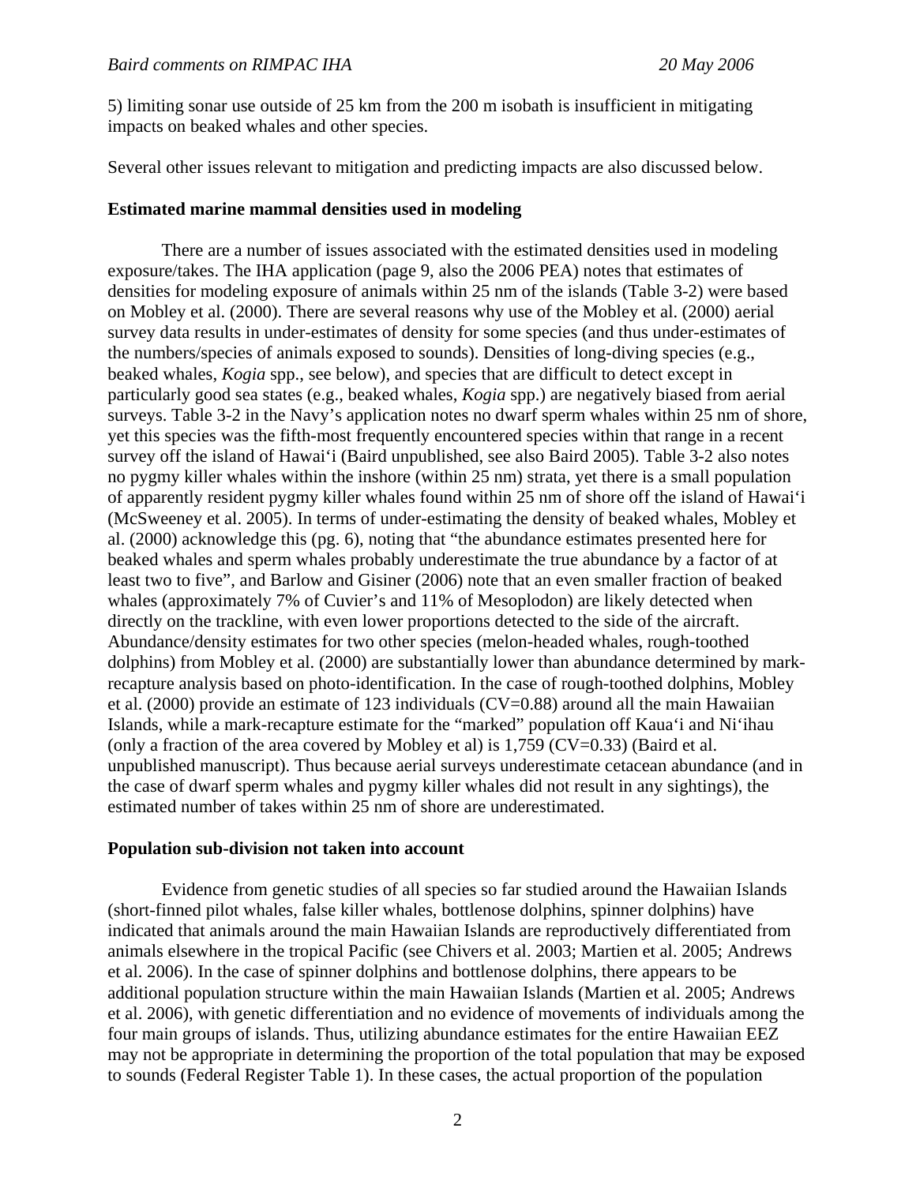5) limiting sonar use outside of 25 km from the 200 m isobath is insufficient in mitigating impacts on beaked whales and other species.

Several other issues relevant to mitigation and predicting impacts are also discussed below.

**Estimated marine mammal densities used in modeling**

There are a number of issues associated with the estimated densities used in modeling exposure/takes. The IHA application (page 9, also the 2006 PEA) notes that estimates of densities for modeling exposure of animals within 25 nm of the islands (Table 3-2) were based on Mobley et al. (2000). There are several reasons why use of the Mobley et al. (2000) aerial survey data results in under-estimates of density for some species (and thus under-estimates of the numbers/species of animals exposed to sounds). Densities of long-diving species (e.g., beaked whales, *Kogia* spp., see below), and species that are difficult to detect except in particularly good sea states (e.g., beaked whales, *Kogia* spp.) are negatively biased from aerial surveys. Table 3-2 in the Navy's application notes no dwarf sperm whales within 25 nm of shore, yet this species was the fifth-most frequently encountered species within that range in a recent survey off the island of Hawai'i (Baird unpublished, see also Baird 2005). Table 3-2 also notes no pygmy killer whales within the inshore (within 25 nm) strata, yet there is a small population of apparently resident pygmy killer whales found within 25 nm of shore off the island of Hawai'i (McSweeney et al. 2005). In terms of under-estimating the density of beaked whales, Mobley et al. (2000) acknowledge this (pg. 6), noting that "the abundance estimates presented here for beaked whales and sperm whales probably underestimate the true abundance by a factor of at least two to five", and Barlow and Gisiner (2006) note that an even smaller fraction of beaked whales (approximately 7% of Cuvier's and 11% of Mesoplodon) are likely detected when directly on the trackline, with even lower proportions detected to the side of the aircraft. Abundance/density estimates for two other species (melon-headed whales, rough-toothed dolphins) from Mobley et al. (2000) are substantially lower than abundance determined by mark-recapture analysis based on photo-identification. In the case of rough-toothed dolphins, Mobley et al. (2000) provide an estimate of 123 individuals (CV=0.88) around all the main Hawaiian Islands, while a mark-recapture estimate for the "marked" population off Kaua'i and Ni'ihau (only a fraction of the area covered by Mobley et al) is 1,759 (CV=0.33) (Baird et al. unpublished manuscript). Thus because aerial surveys underestimate cetacean abundance (and in the case of dwarf sperm whales and pygmy killer whales did not result in any sightings), the estimated number of takes within 25 nm of shore are underestimated.

**Population sub-division not taken into account**

Evidence from genetic studies of all species so far studied around the Hawaiian Islands (short-finned pilot whales, false killer whales, bottlenose dolphins, spinner dolphins) have indicated that animals around the main Hawaiian Islands are reproductively differentiated from animals elsewhere in the tropical Pacific (see Chivers et al. 2003; Martien et al. 2005; Andrews et al. 2006). In the case of spinner dolphins and bottlenose dolphins, there appears to be additional population structure within the main Hawaiian Islands (Martien et al. 2005; Andrews et al. 2006), with genetic differentiation and no evidence of movements of individuals among the four main groups of islands. Thus, utilizing abundance estimates for the entire Hawaiian EEZ may not be appropriate in determining the proportion of the total population that may be exposed to sounds (Federal Register Table 1). In these cases, the actual proportion of the population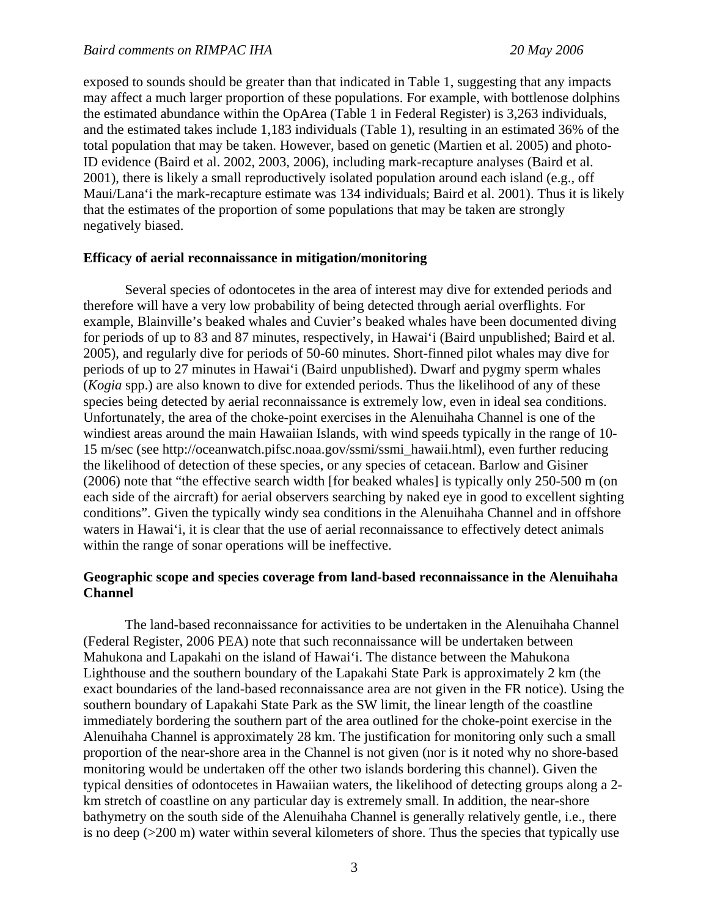exposed to sounds should be greater than that indicated in Table 1, suggesting that any impacts may affect a much larger proportion of these populations. For example, with bottlenose dolphins the estimated abundance within the OpArea (Table 1 in Federal Register) is 3,263 individuals, and the estimated takes include 1,183 individuals (Table 1), resulting in an estimated 36% of the total population that may be taken. However, based on genetic (Martien et al. 2005) and photo-ID evidence (Baird et al. 2002, 2003, 2006), including mark-recapture analyses (Baird et al. 2001), there is likely a small reproductively isolated population around each island (e.g., off Maui/Lanaʻi the mark-recapture estimate was 134 individuals; Baird et al. 2001). Thus it is likely that the estimates of the proportion of some populations that may be taken are strongly negatively biased.

**Efficacy of aerial reconnaissance in mitigation/monitoring**

Several species of odontocetes in the area of interest may dive for extended periods and therefore will have a very low probability of being detected through aerial overflights. For example, Blainville's beaked whales and Cuvier's beaked whales have been documented diving for periods of up to 83 and 87 minutes, respectively, in Hawaiʻi (Baird unpublished; Baird et al. 2005), and regularly dive for periods of 50-60 minutes. Short-finned pilot whales may dive for periods of up to 27 minutes in Hawaiʻi (Baird unpublished). Dwarf and pygmy sperm whales (*Kogia* spp.) are also known to dive for extended periods. Thus the likelihood of any of these species being detected by aerial reconnaissance is extremely low, even in ideal sea conditions. Unfortunately, the area of the choke-point exercises in the Alenuihaha Channel is one of the windiest areas around the main Hawaiian Islands, with wind speeds typically in the range of 10-15 m/sec (see http://oceanwatch.pifsc.noaa.gov/ssmi/ssmi_hawaii.html), even further reducing the likelihood of detection of these species, or any species of cetacean. Barlow and Gisiner (2006) note that "the effective search width [for beaked whales] is typically only 250-500 m (on each side of the aircraft) for aerial observers searching by naked eye in good to excellent sighting conditions". Given the typically windy sea conditions in the Alenuihaha Channel and in offshore waters in Hawaiʻi, it is clear that the use of aerial reconnaissance to effectively detect animals within the range of sonar operations will be ineffective.

**Geographic scope and species coverage from land-based reconnaissance in the Alenuihaha Channel**

The land-based reconnaissance for activities to be undertaken in the Alenuihaha Channel (Federal Register, 2006 PEA) note that such reconnaissance will be undertaken between Mahukona and Lapakahi on the island of Hawaiʻi. The distance between the Mahukona Lighthouse and the southern boundary of the Lapakahi State Park is approximately 2 km (the exact boundaries of the land-based reconnaissance area are not given in the FR notice). Using the southern boundary of Lapakahi State Park as the SW limit, the linear length of the coastline immediately bordering the southern part of the area outlined for the choke-point exercise in the Alenuihaha Channel is approximately 28 km. The justification for monitoring only such a small proportion of the near-shore area in the Channel is not given (nor is it noted why no shore-based monitoring would be undertaken off the other two islands bordering this channel). Given the typical densities of odontocetes in Hawaiian waters, the likelihood of detecting groups along a 2-km stretch of coastline on any particular day is extremely small. In addition, the near-shore bathymetry on the south side of the Alenuihaha Channel is generally relatively gentle, i.e., there is no deep (>200 m) water within several kilometers of shore. Thus the species that typically use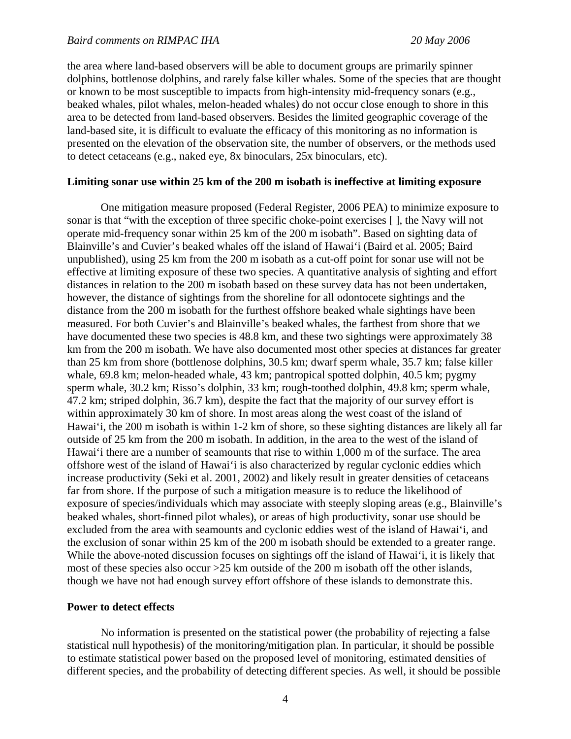the area where land-based observers will be able to document groups are primarily spinner dolphins, bottlenose dolphins, and rarely false killer whales. Some of the species that are thought or known to be most susceptible to impacts from high-intensity mid-frequency sonars (e.g., beaked whales, pilot whales, melon-headed whales) do not occur close enough to shore in this area to be detected from land-based observers. Besides the limited geographic coverage of the land-based site, it is difficult to evaluate the efficacy of this monitoring as no information is presented on the elevation of the observation site, the number of observers, or the methods used to detect cetaceans (e.g., naked eye, 8x binoculars, 25x binoculars, etc).

**Limiting sonar use within 25 km of the 200 m isobath is ineffective at limiting exposure**

One mitigation measure proposed (Federal Register, 2006 PEA) to minimize exposure to sonar is that "with the exception of three specific choke-point exercises [ ], the Navy will not operate mid-frequency sonar within 25 km of the 200 m isobath". Based on sighting data of Blainville's and Cuvier's beaked whales off the island of Hawai'i (Baird et al. 2005; Baird unpublished), using 25 km from the 200 m isobath as a cut-off point for sonar use will not be effective at limiting exposure of these two species. A quantitative analysis of sighting and effort distances in relation to the 200 m isobath based on these survey data has not been undertaken, however, the distance of sightings from the shoreline for all odontocete sightings and the distance from the 200 m isobath for the furthest offshore beaked whale sightings have been measured. For both Cuvier's and Blainville's beaked whales, the farthest from shore that we have documented these two species is 48.8 km, and these two sightings were approximately 38 km from the 200 m isobath. We have also documented most other species at distances far greater than 25 km from shore (bottlenose dolphins, 30.5 km; dwarf sperm whale, 35.7 km; false killer whale, 69.8 km; melon-headed whale, 43 km; pantropical spotted dolphin, 40.5 km; pygmy sperm whale, 30.2 km; Risso's dolphin, 33 km; rough-toothed dolphin, 49.8 km; sperm whale, 47.2 km; striped dolphin, 36.7 km), despite the fact that the majority of our survey effort is within approximately 30 km of shore. In most areas along the west coast of the island of Hawai'i, the 200 m isobath is within 1-2 km of shore, so these sighting distances are likely all far outside of 25 km from the 200 m isobath. In addition, in the area to the west of the island of Hawai'i there are a number of seamounts that rise to within 1,000 m of the surface. The area offshore west of the island of Hawai'i is also characterized by regular cyclonic eddies which increase productivity (Seki et al. 2001, 2002) and likely result in greater densities of cetaceans far from shore. If the purpose of such a mitigation measure is to reduce the likelihood of exposure of species/individuals which may associate with steeply sloping areas (e.g., Blainville's beaked whales, short-finned pilot whales), or areas of high productivity, sonar use should be excluded from the area with seamounts and cyclonic eddies west of the island of Hawai'i, and the exclusion of sonar within 25 km of the 200 m isobath should be extended to a greater range. While the above-noted discussion focuses on sightings off the island of Hawai'i, it is likely that most of these species also occur >25 km outside of the 200 m isobath off the other islands, though we have not had enough survey effort offshore of these islands to demonstrate this.

**Power to detect effects**

No information is presented on the statistical power (the probability of rejecting a false statistical null hypothesis) of the monitoring/mitigation plan. In particular, it should be possible to estimate statistical power based on the proposed level of monitoring, estimated densities of different species, and the probability of detecting different species. As well, it should be possible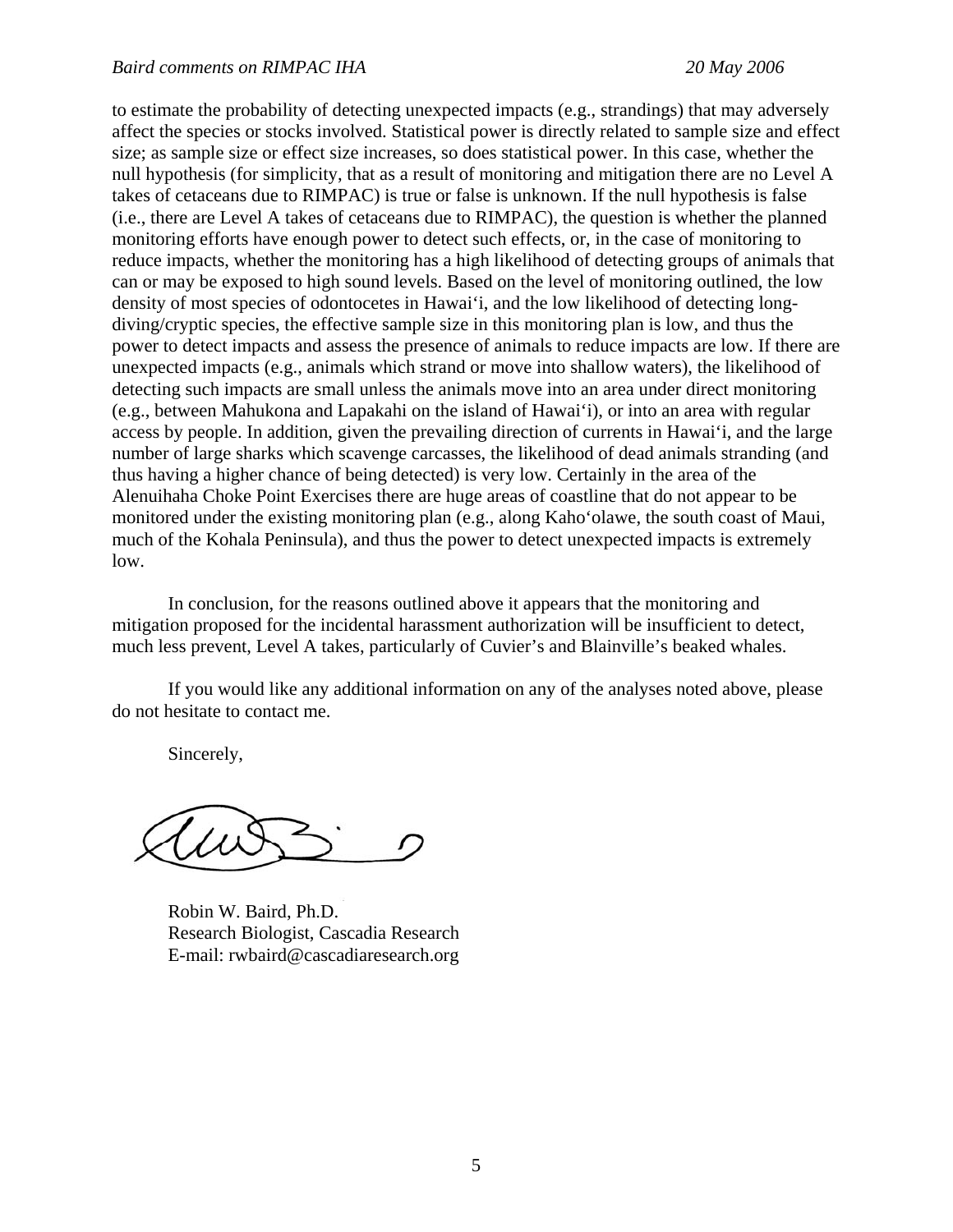to estimate the probability of detecting unexpected impacts (e.g., strandings) that may adversely affect the species or stocks involved. Statistical power is directly related to sample size and effect size; as sample size or effect size increases, so does statistical power. In this case, whether the null hypothesis (for simplicity, that as a result of monitoring and mitigation there are no Level A takes of cetaceans due to RIMPAC) is true or false is unknown. If the null hypothesis is false (i.e., there are Level A takes of cetaceans due to RIMPAC), the question is whether the planned monitoring efforts have enough power to detect such effects, or, in the case of monitoring to reduce impacts, whether the monitoring has a high likelihood of detecting groups of animals that can or may be exposed to high sound levels. Based on the level of monitoring outlined, the low density of most species of odontocetes in Hawai‘i, and the low likelihood of detecting long-diving/cryptic species, the effective sample size in this monitoring plan is low, and thus the power to detect impacts and assess the presence of animals to reduce impacts are low. If there are unexpected impacts (e.g., animals which strand or move into shallow waters), the likelihood of detecting such impacts are small unless the animals move into an area under direct monitoring (e.g., between Mahukona and Lapakahi on the island of Hawai‘i), or into an area with regular access by people. In addition, given the prevailing direction of currents in Hawai‘i, and the large number of large sharks which scavenge carcasses, the likelihood of dead animals stranding (and thus having a higher chance of being detected) is very low. Certainly in the area of the Alenuihaha Choke Point Exercises there are huge areas of coastline that do not appear to be monitored under the existing monitoring plan (e.g., along Kaho‘olawe, the south coast of Maui, much of the Kohala Peninsula), and thus the power to detect unexpected impacts is extremely low.

In conclusion, for the reasons outlined above it appears that the monitoring and mitigation proposed for the incidental harassment authorization will be insufficient to detect, much less prevent, Level A takes, particularly of Cuvier’s and Blainville’s beaked whales.

If you would like any additional information on any of the analyses noted above, please do not hesitate to contact me.

Sincerely,

Robin W. Baird, Ph.D.
Research Biologist, Cascadia Research
E-mail: rwbaird@cascadiaresearch.org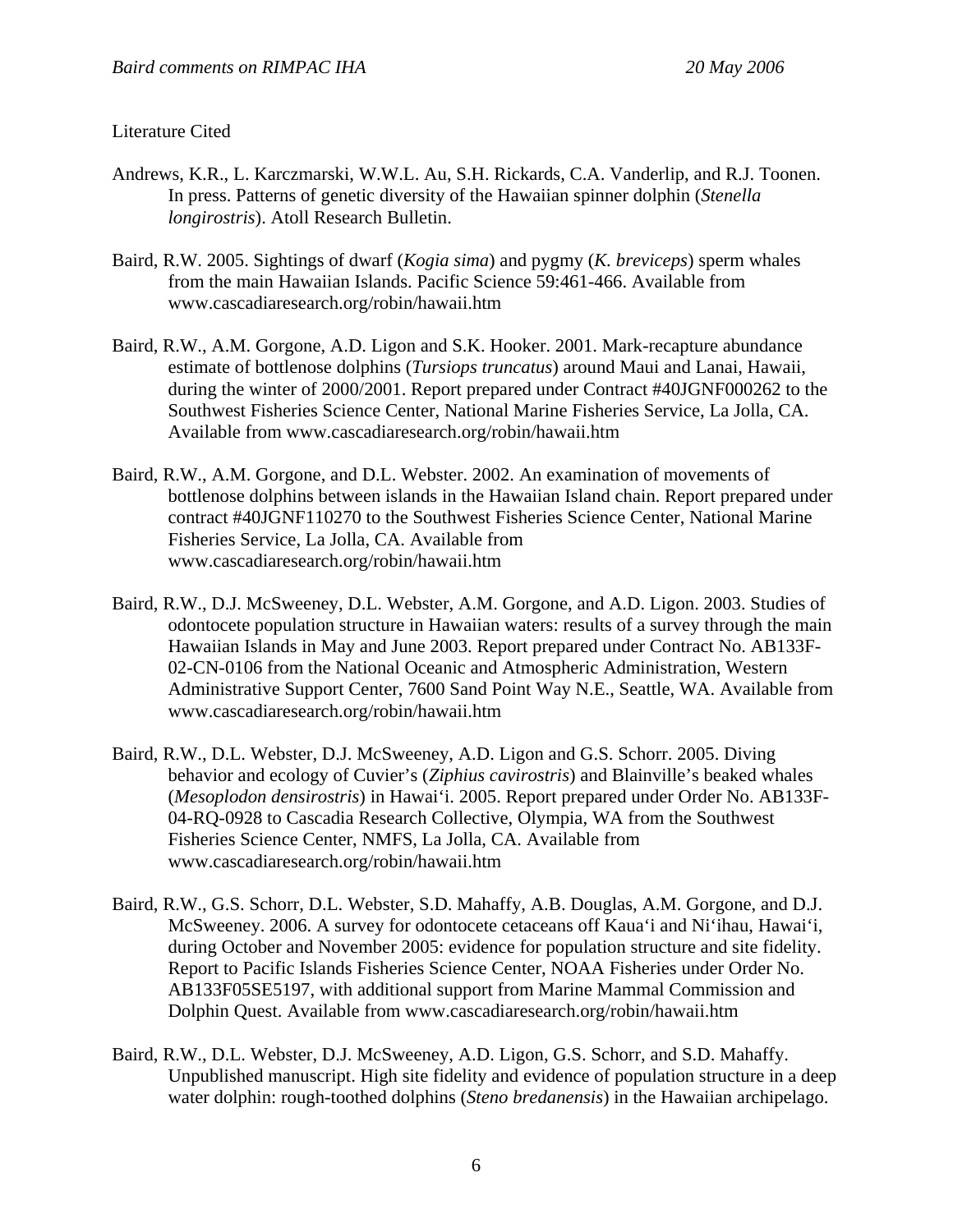Literature Cited

Andrews, K.R., L. Karczmarski, W.W.L. Au, S.H. Rickards, C.A. Vanderlip, and R.J. Toonen. In press. Patterns of genetic diversity of the Hawaiian spinner dolphin (*Stenella longirostris*). Atoll Research Bulletin.

Baird, R.W. 2005. Sightings of dwarf (*Kogia sima*) and pygmy (*K. breviceps*) sperm whales from the main Hawaiian Islands. Pacific Science 59:461-466. Available from www.cascadiaresearch.org/robin/hawaii.htm

Baird, R.W., A.M. Gorgone, A.D. Ligon and S.K. Hooker. 2001. Mark-recapture abundance estimate of bottlenose dolphins (*Tursiops truncatus*) around Maui and Lanai, Hawaii, during the winter of 2000/2001. Report prepared under Contract #40JGNF000262 to the Southwest Fisheries Science Center, National Marine Fisheries Service, La Jolla, CA. Available from www.cascadiaresearch.org/robin/hawaii.htm

Baird, R.W., A.M. Gorgone, and D.L. Webster. 2002. An examination of movements of bottlenose dolphins between islands in the Hawaiian Island chain. Report prepared under contract #40JGNF110270 to the Southwest Fisheries Science Center, National Marine Fisheries Service, La Jolla, CA. Available from www.cascadiaresearch.org/robin/hawaii.htm

Baird, R.W., D.J. McSweeney, D.L. Webster, A.M. Gorgone, and A.D. Ligon. 2003. Studies of odontocete population structure in Hawaiian waters: results of a survey through the main Hawaiian Islands in May and June 2003. Report prepared under Contract No. AB133F-02-CN-0106 from the National Oceanic and Atmospheric Administration, Western Administrative Support Center, 7600 Sand Point Way N.E., Seattle, WA. Available from www.cascadiaresearch.org/robin/hawaii.htm

Baird, R.W., D.L. Webster, D.J. McSweeney, A.D. Ligon and G.S. Schorr. 2005. Diving behavior and ecology of Cuvier's (*Ziphius cavirostris*) and Blainville's beaked whales (*Mesoplodon densirostris*) in Hawai'i. 2005. Report prepared under Order No. AB133F-04-RQ-0928 to Cascadia Research Collective, Olympia, WA from the Southwest Fisheries Science Center, NMFS, La Jolla, CA. Available from www.cascadiaresearch.org/robin/hawaii.htm

Baird, R.W., G.S. Schorr, D.L. Webster, S.D. Mahaffy, A.B. Douglas, A.M. Gorgone, and D.J. McSweeney. 2006. A survey for odontocete cetaceans off Kaua'i and Ni'ihau, Hawai'i, during October and November 2005: evidence for population structure and site fidelity. Report to Pacific Islands Fisheries Science Center, NOAA Fisheries under Order No. AB133F05SE5197, with additional support from Marine Mammal Commission and Dolphin Quest. Available from www.cascadiaresearch.org/robin/hawaii.htm

Baird, R.W., D.L. Webster, D.J. McSweeney, A.D. Ligon, G.S. Schorr, and S.D. Mahaffy. Unpublished manuscript. High site fidelity and evidence of population structure in a deep water dolphin: rough-toothed dolphins (*Steno bredanensis*) in the Hawaiian archipelago.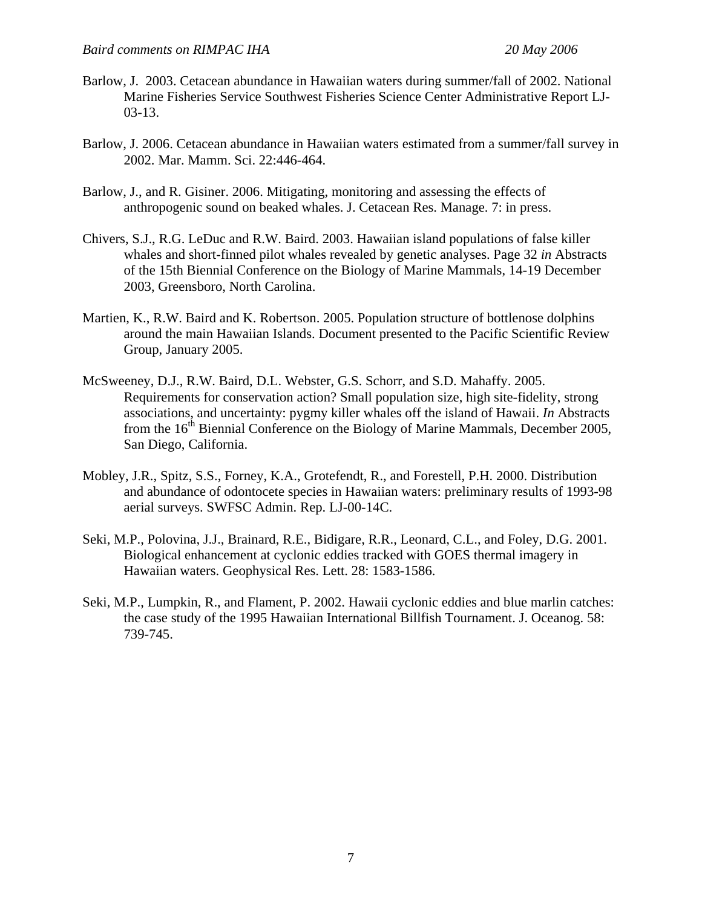Barlow, J. 2003. Cetacean abundance in Hawaiian waters during summer/fall of 2002. National Marine Fisheries Service Southwest Fisheries Science Center Administrative Report LJ-03-13.

Barlow, J. 2006. Cetacean abundance in Hawaiian waters estimated from a summer/fall survey in 2002. Mar. Mamm. Sci. 22:446-464.

Barlow, J., and R. Gisiner. 2006. Mitigating, monitoring and assessing the effects of anthropogenic sound on beaked whales. J. Cetacean Res. Manage. 7: in press.

Chivers, S.J., R.G. LeDuc and R.W. Baird. 2003. Hawaiian island populations of false killer whales and short-finned pilot whales revealed by genetic analyses. Page 32 *in* Abstracts of the 15th Biennial Conference on the Biology of Marine Mammals, 14-19 December 2003, Greensboro, North Carolina.

Martien, K., R.W. Baird and K. Robertson. 2005. Population structure of bottlenose dolphins around the main Hawaiian Islands. Document presented to the Pacific Scientific Review Group, January 2005.

McSweeney, D.J., R.W. Baird, D.L. Webster, G.S. Schorr, and S.D. Mahaffy. 2005. Requirements for conservation action? Small population size, high site-fidelity, strong associations, and uncertainty: pygmy killer whales off the island of Hawaii. *In* Abstracts from the 16th Biennial Conference on the Biology of Marine Mammals, December 2005, San Diego, California.

Mobley, J.R., Spitz, S.S., Forney, K.A., Grotefendt, R., and Forestell, P.H. 2000. Distribution and abundance of odontocete species in Hawaiian waters: preliminary results of 1993-98 aerial surveys. SWFSC Admin. Rep. LJ-00-14C.

Seki, M.P., Polovina, J.J., Brainard, R.E., Bidigare, R.R., Leonard, C.L., and Foley, D.G. 2001. Biological enhancement at cyclonic eddies tracked with GOES thermal imagery in Hawaiian waters. Geophysical Res. Lett. 28: 1583-1586.

Seki, M.P., Lumpkin, R., and Flament, P. 2002. Hawaii cyclonic eddies and blue marlin catches: the case study of the 1995 Hawaiian International Billfish Tournament. J. Oceanog. 58: 739-745.